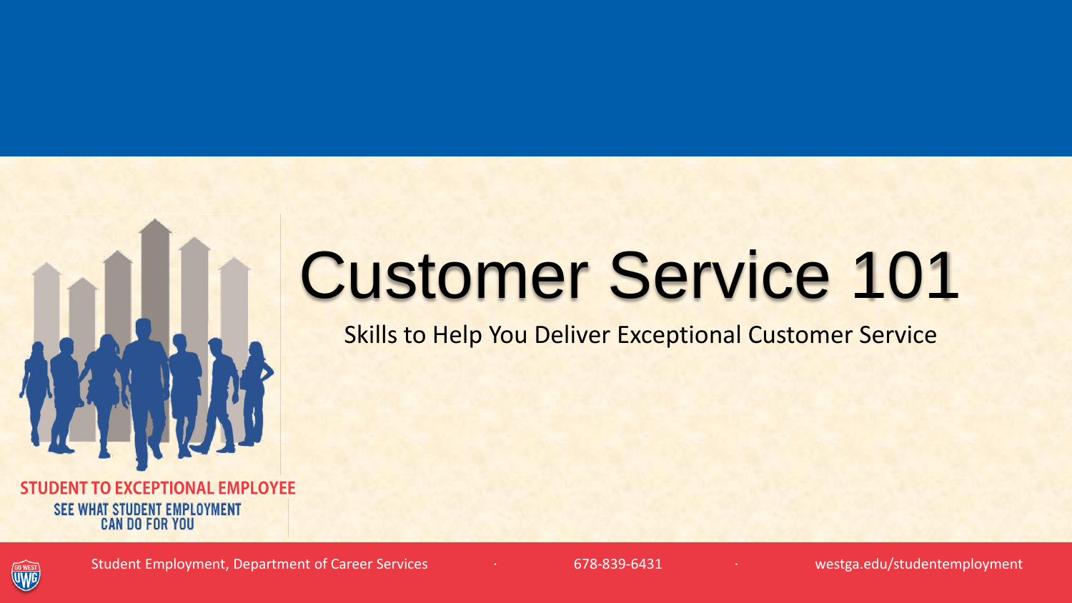# Customer Service 101

Skills to Help You Deliver Exceptional Customer Service

STUDENT TO EXCEPTIONAL EMPLOYEE

SEE WHAT STUDENT EMPLOYMENT CAN DO FOR YOU

Student Employment, Department of Career Services · 678-839-6431 · westga.edu/studentemployment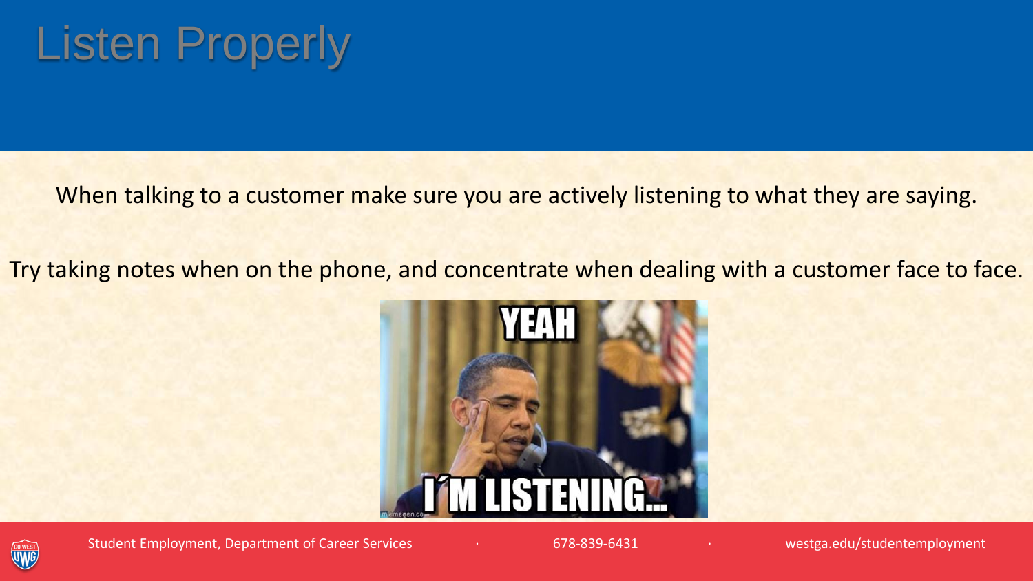# Listen Properly

When talking to a customer make sure you are actively listening to what they are saying.

Try taking notes when on the phone, and concentrate when dealing with a customer face to face.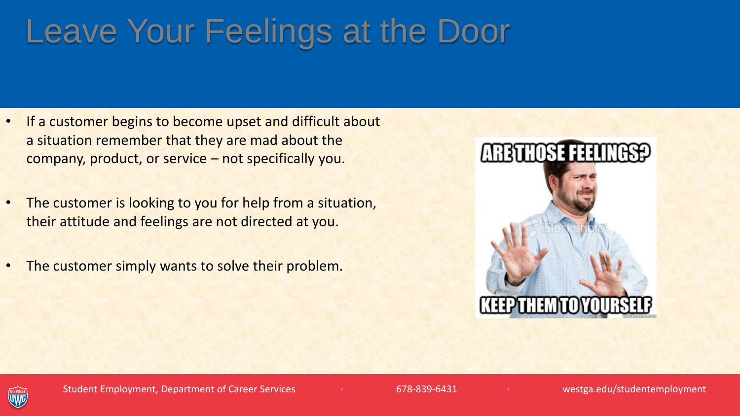# Leave Your Feelings at the Door

- If a customer begins to become upset and difficult about a situation remember that they are mad about the company, product, or service – not specifically you.
- The customer is looking to you for help from a situation, their attitude and feelings are not directed at you.
- The customer simply wants to solve their problem.

ARE THOSE FEELINGS?

KEEP THEM TO YOURSELF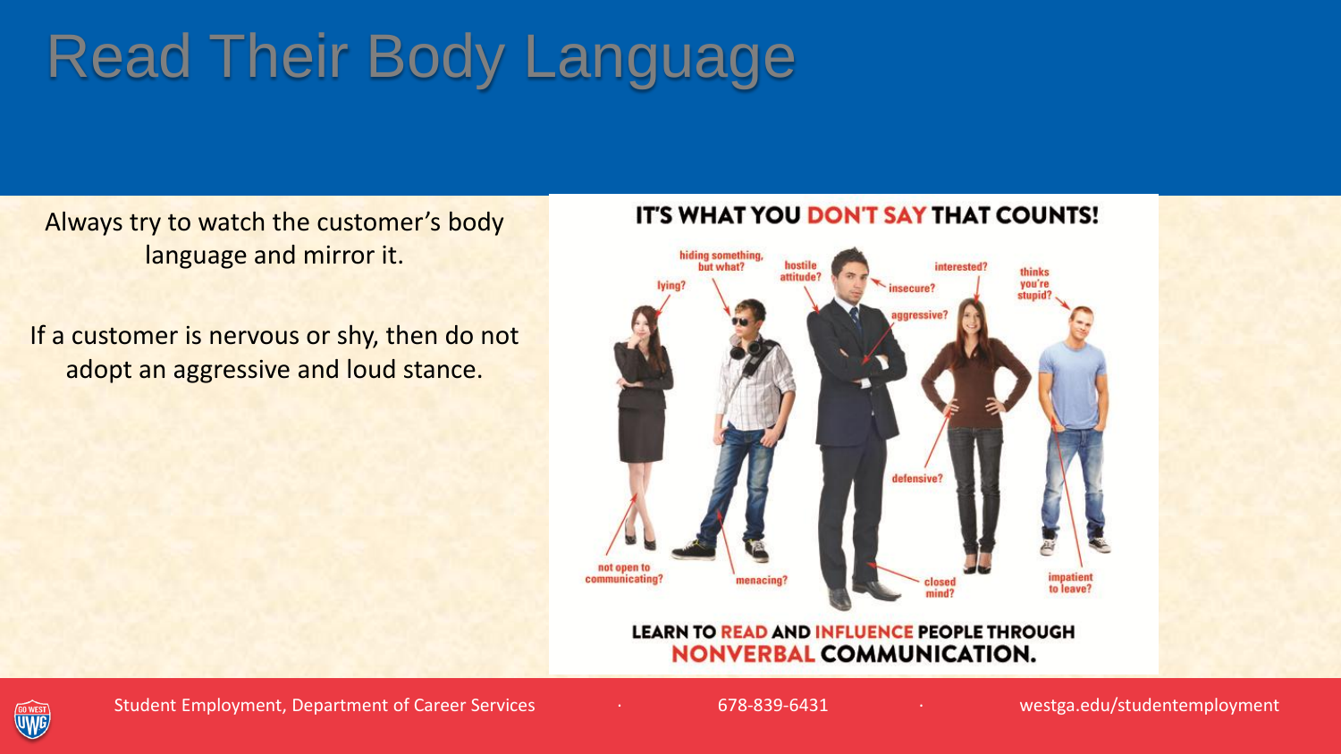# Read Their Body Language

Always try to watch the customer's body language and mirror it.

If a customer is nervous or shy, then do not adopt an aggressive and loud stance.

IT'S WHAT YOU DON'T SAY THAT COUNTS!

hiding something, but what?

hostile attitude?

interested?

thinks you're stupid?

lying?

insecure?

aggressive?

defensive?

not open to communicating?

menacing?

closed mind?

impatient to leave?

LEARN TO READ AND INFLUENCE PEOPLE THROUGH NONVERBAL COMMUNICATION.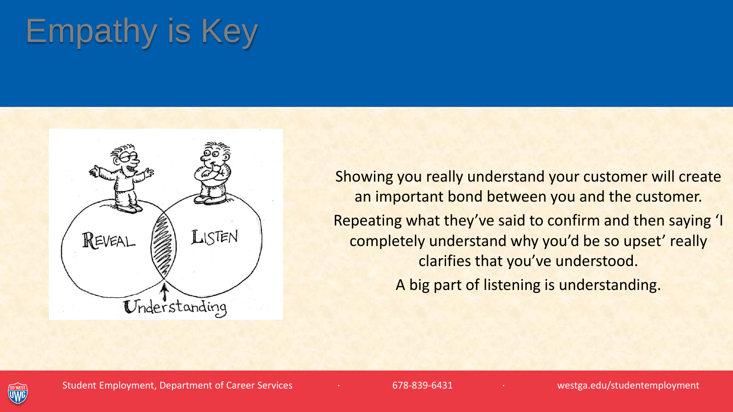# Empathy is Key

Showing you really understand your customer will create an important bond between you and the customer.

Repeating what they've said to confirm and then saying 'I completely understand why you'd be so upset' really clarifies that you've understood.

A big part of listening is understanding.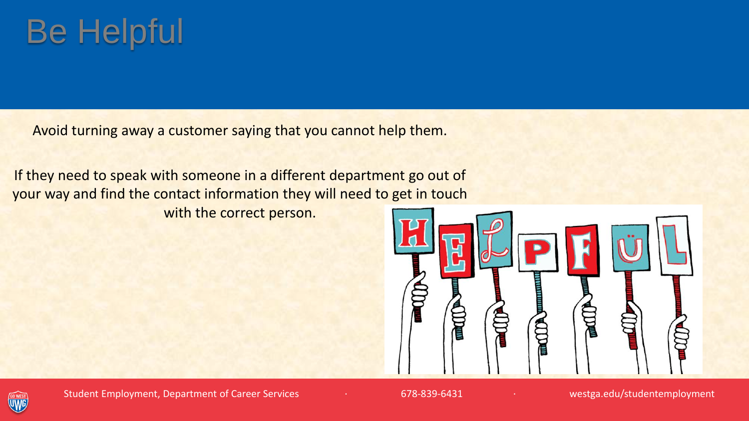# Be Helpful

Avoid turning away a customer saying that you cannot help them.

If they need to speak with someone in a different department go out of your way and find the contact information they will need to get in touch with the correct person.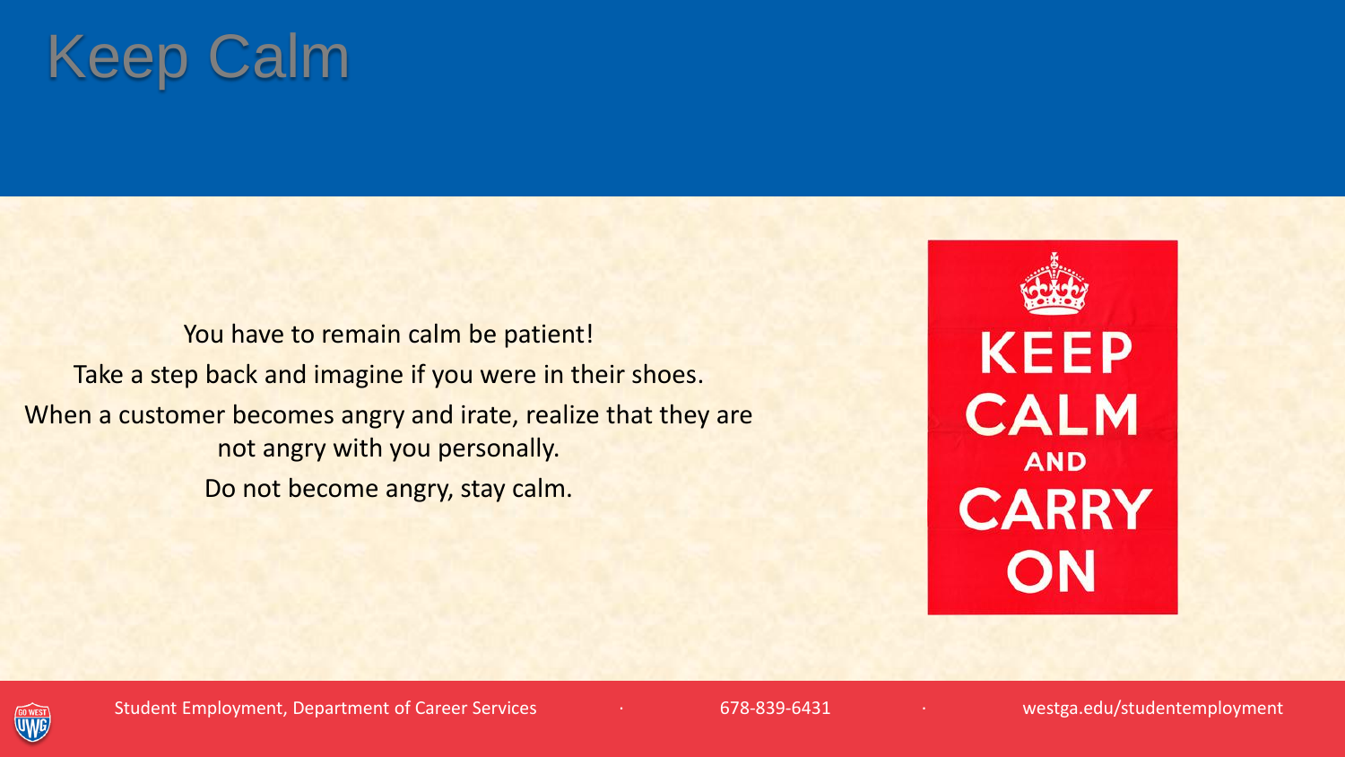# Keep Calm

You have to remain calm be patient!

Take a step back and imagine if you were in their shoes.

When a customer becomes angry and irate, realize that they are not angry with you personally.

Do not become angry, stay calm.

KEEP CALM AND CARRY ON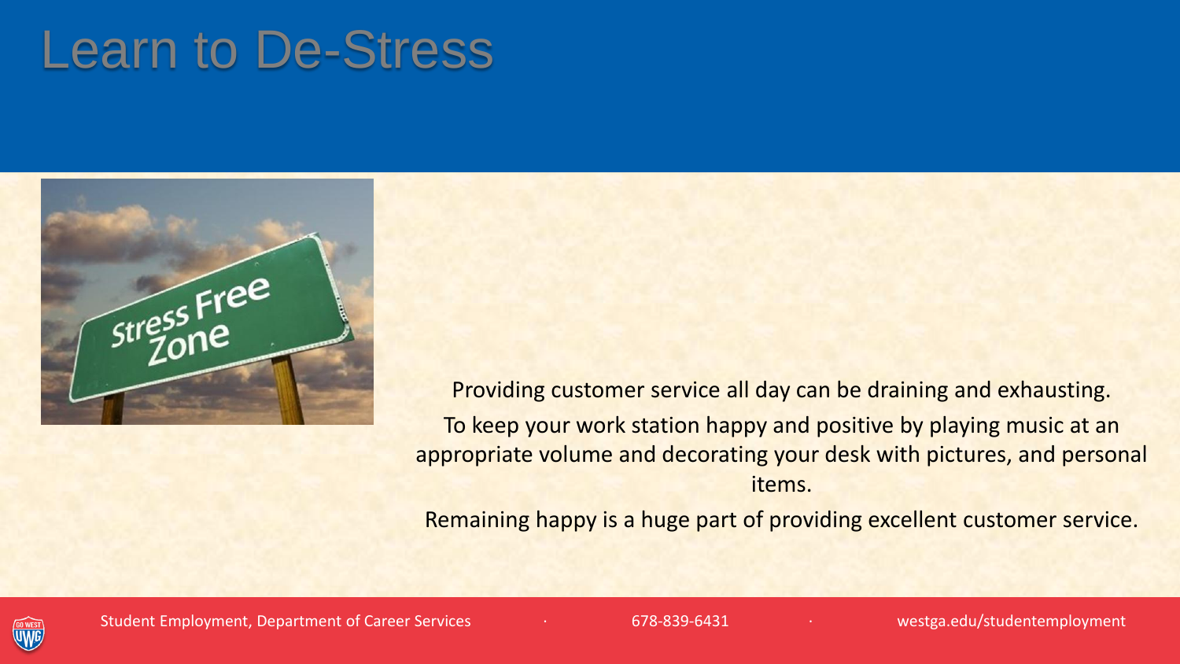# Learn to De-Stress

Providing customer service all day can be draining and exhausting.

To keep your work station happy and positive by playing music at an appropriate volume and decorating your desk with pictures, and personal items.

Remaining happy is a huge part of providing excellent customer service.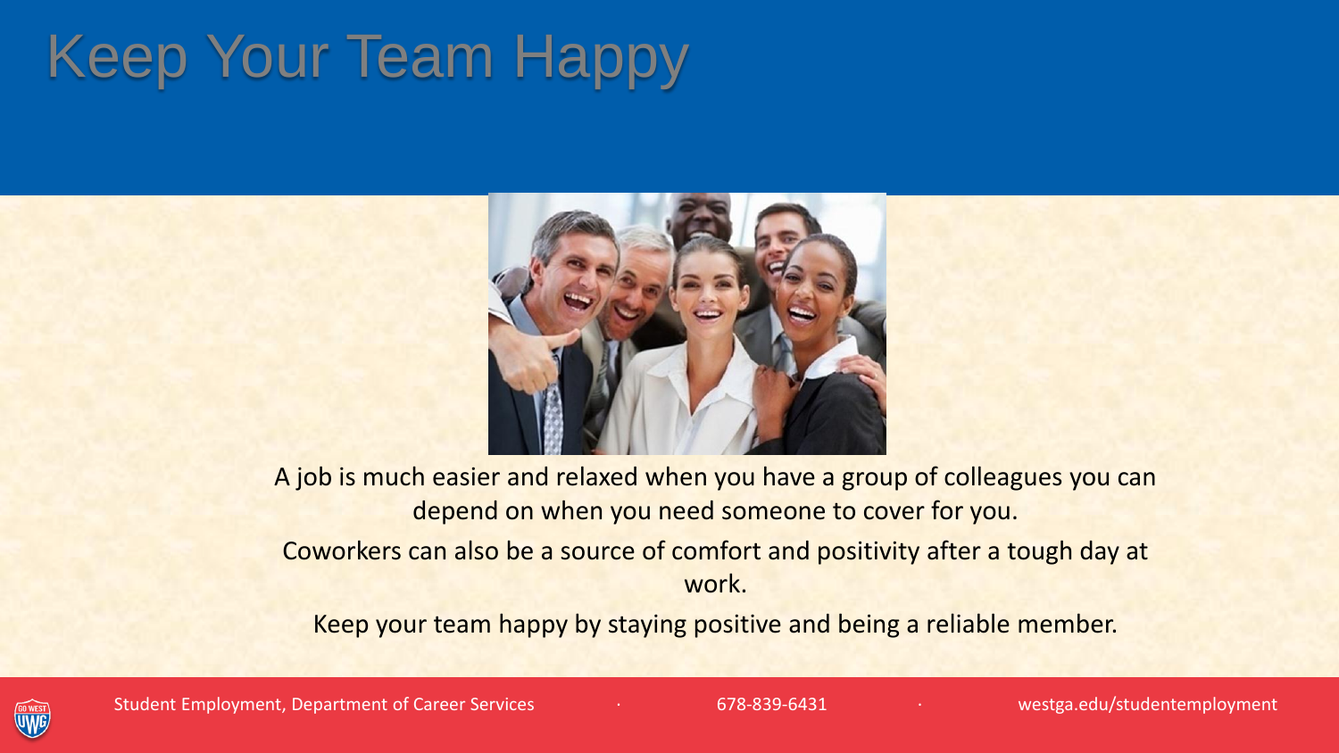# Keep Your Team Happy

A job is much easier and relaxed when you have a group of colleagues you can depend on when you need someone to cover for you.

Coworkers can also be a source of comfort and positivity after a tough day at work.

Keep your team happy by staying positive and being a reliable member.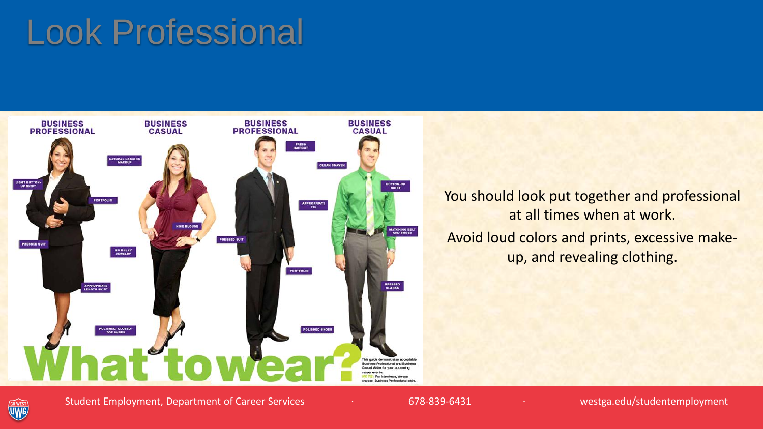# Look Professional

BUSINESS PROFESSIONAL

BUSINESS CASUAL

BUSINESS PROFESSIONAL

BUSINESS CASUAL

LIGHT BUTTON-UP SHIRT

NATURAL LOOKING MAKEUP

PORTFOLIO

NICE BLOUSE

PRESSED SUIT

NO BULKY JEWELRY

APPROPRIATE LENGTH SKIRT

POLISHED, CLOSED-TOE SHOES

FRESH HAIRCUT

CLEAN SHAVEN

APPROPRIATE TIE

PRESSED SUIT

PORTFOLIO

POLISHED SHOES

BUTTON-UP SHIRT

MATCHING BELT AND SHOES

PRESSED SLACKS

What to wear?

This guide demonstrates acceptable Business Professional and Business Casual Attire for your upcoming career events.
NOTE: For interviews, always choose Business Professional attire.

You should look put together and professional at all times when at work.

Avoid loud colors and prints, excessive make-up, and revealing clothing.

Student Employment, Department of Career Services · 678-839-6431 · westga.edu/studentemployment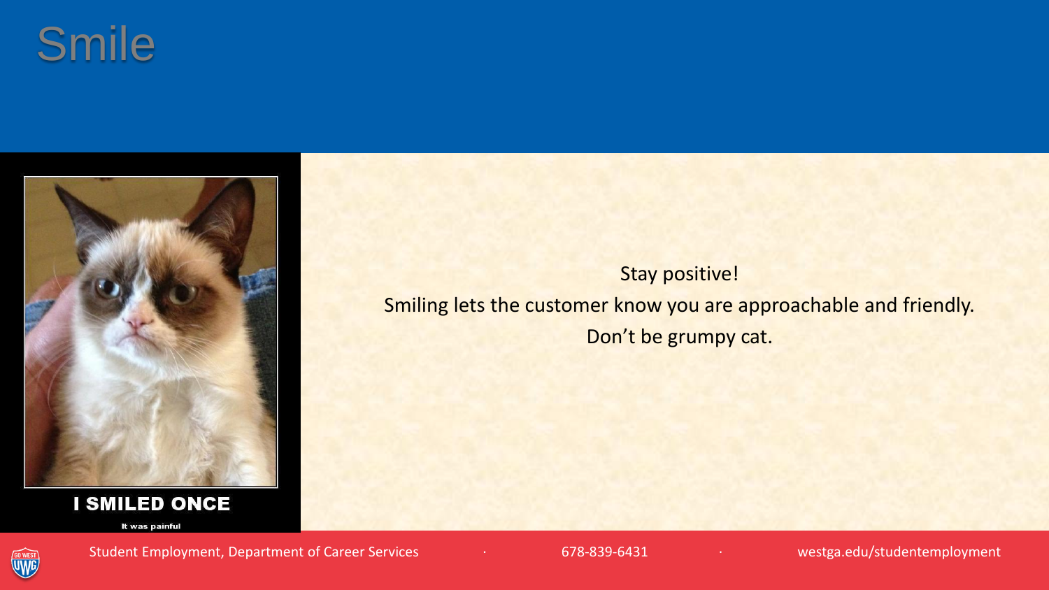# Smile

Stay positive!

Smiling lets the customer know you are approachable and friendly.

Don't be grumpy cat.

I SMILED ONCE

It was painful